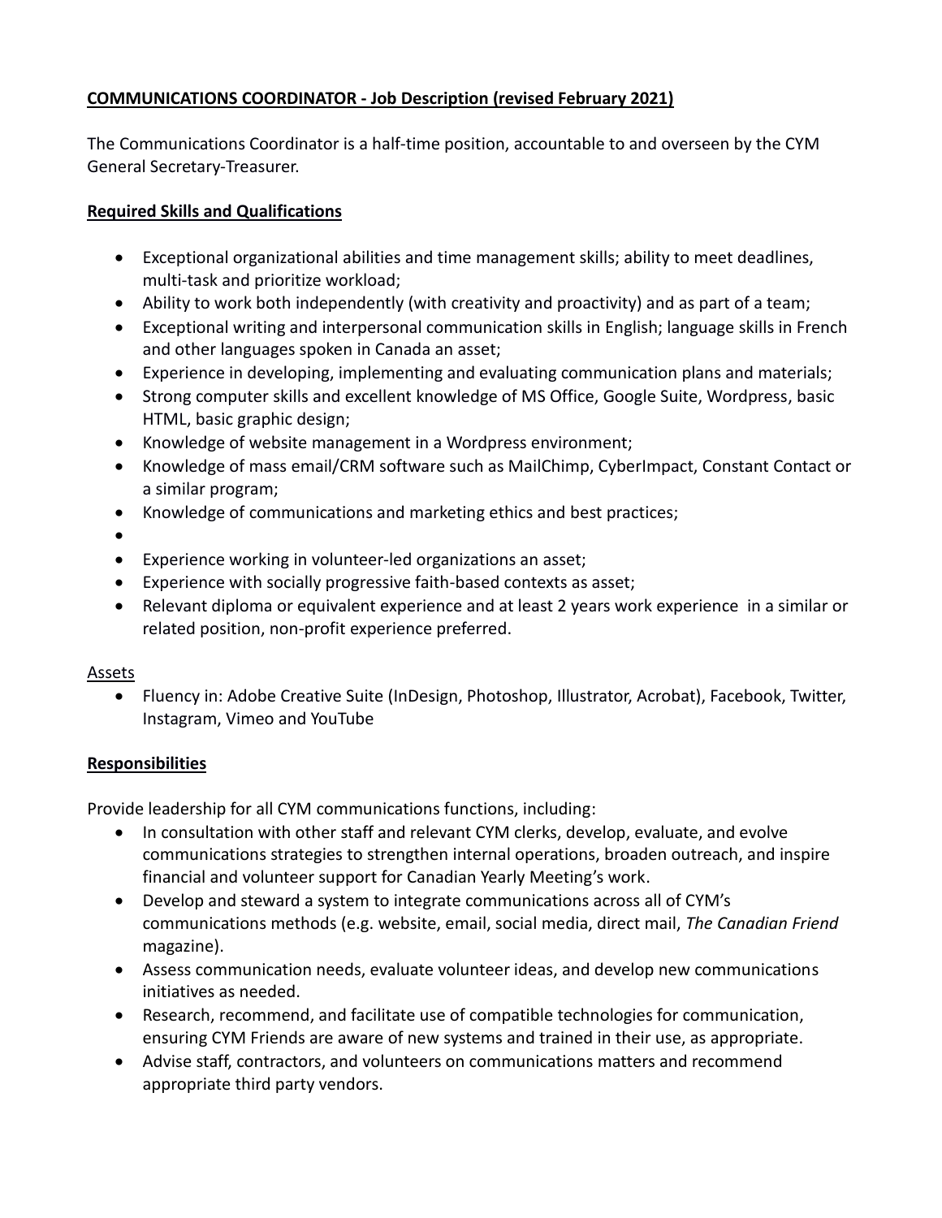**COMMUNICATIONS COORDINATOR - Job Description (revised February 2021)**

The Communications Coordinator is a half-time position, accountable to and overseen by the CYM General Secretary-Treasurer.

**Required Skills and Qualifications**

- Exceptional organizational abilities and time management skills; ability to meet deadlines, multi-task and prioritize workload;
- Ability to work both independently (with creativity and proactivity) and as part of a team;
- Exceptional writing and interpersonal communication skills in English; language skills in French and other languages spoken in Canada an asset;
- Experience in developing, implementing and evaluating communication plans and materials;
- Strong computer skills and excellent knowledge of MS Office, Google Suite, Wordpress, basic HTML, basic graphic design;
- Knowledge of website management in a Wordpress environment;
- Knowledge of mass email/CRM software such as MailChimp, CyberImpact, Constant Contact or a similar program;
- Knowledge of communications and marketing ethics and best practices;
- 
- Experience working in volunteer-led organizations an asset;
- Experience with socially progressive faith-based contexts as asset;
- Relevant diploma or equivalent experience and at least 2 years work experience in a similar or related position, non-profit experience preferred.

Assets

- Fluency in: Adobe Creative Suite (InDesign, Photoshop, Illustrator, Acrobat), Facebook, Twitter, Instagram, Vimeo and YouTube

**Responsibilities**

Provide leadership for all CYM communications functions, including:

- In consultation with other staff and relevant CYM clerks, develop, evaluate, and evolve communications strategies to strengthen internal operations, broaden outreach, and inspire financial and volunteer support for Canadian Yearly Meeting's work.
- Develop and steward a system to integrate communications across all of CYM's communications methods (e.g. website, email, social media, direct mail, *The Canadian Friend* magazine).
- Assess communication needs, evaluate volunteer ideas, and develop new communications initiatives as needed.
- Research, recommend, and facilitate use of compatible technologies for communication, ensuring CYM Friends are aware of new systems and trained in their use, as appropriate.
- Advise staff, contractors, and volunteers on communications matters and recommend appropriate third party vendors.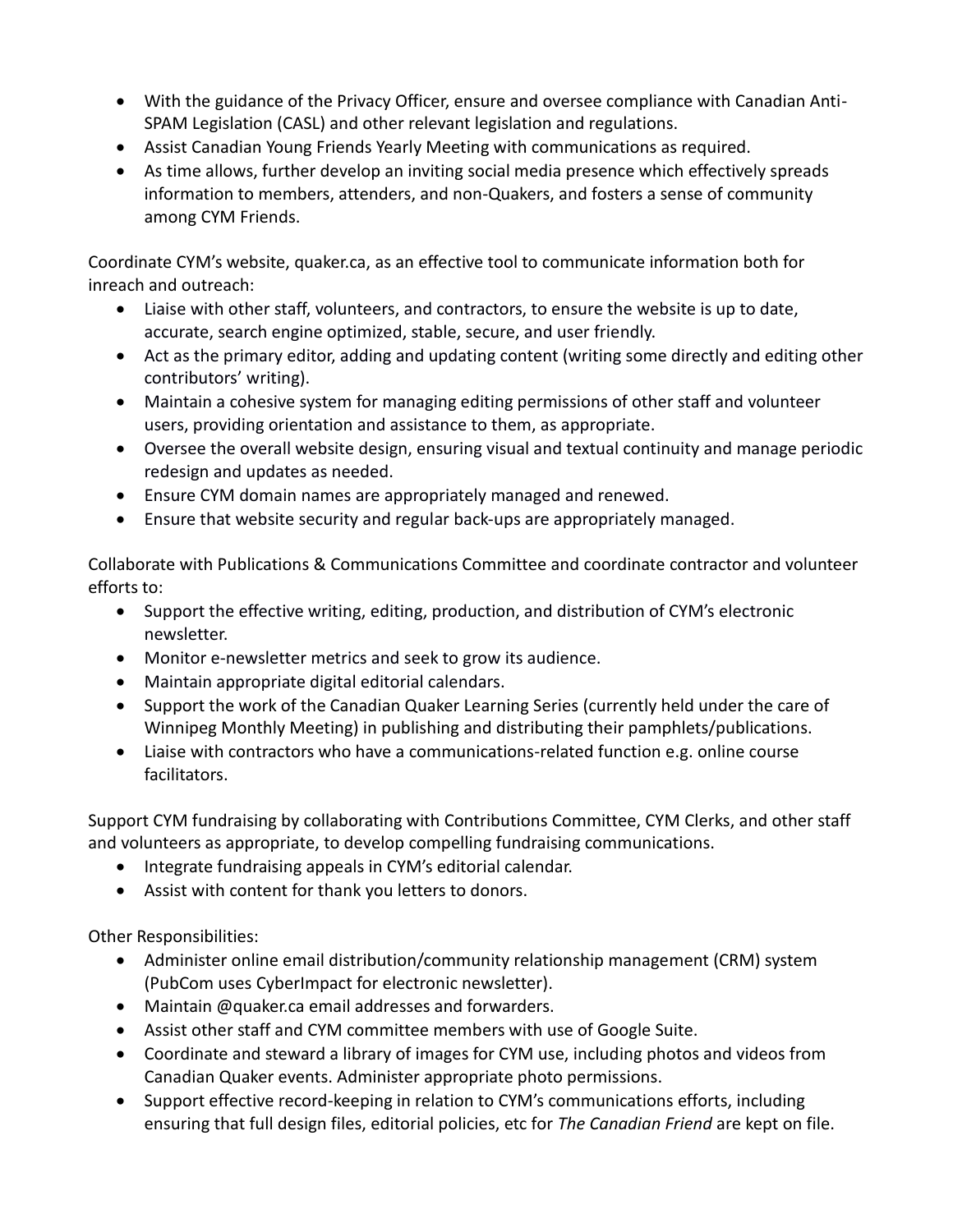- With the guidance of the Privacy Officer, ensure and oversee compliance with Canadian Anti-SPAM Legislation (CASL) and other relevant legislation and regulations.
- Assist Canadian Young Friends Yearly Meeting with communications as required.
- As time allows, further develop an inviting social media presence which effectively spreads information to members, attenders, and non-Quakers, and fosters a sense of community among CYM Friends.

Coordinate CYM's website, quaker.ca, as an effective tool to communicate information both for inreach and outreach:

- Liaise with other staff, volunteers, and contractors, to ensure the website is up to date, accurate, search engine optimized, stable, secure, and user friendly.
- Act as the primary editor, adding and updating content (writing some directly and editing other contributors' writing).
- Maintain a cohesive system for managing editing permissions of other staff and volunteer users, providing orientation and assistance to them, as appropriate.
- Oversee the overall website design, ensuring visual and textual continuity and manage periodic redesign and updates as needed.
- Ensure CYM domain names are appropriately managed and renewed.
- Ensure that website security and regular back-ups are appropriately managed.

Collaborate with Publications & Communications Committee and coordinate contractor and volunteer efforts to:

- Support the effective writing, editing, production, and distribution of CYM's electronic newsletter.
- Monitor e-newsletter metrics and seek to grow its audience.
- Maintain appropriate digital editorial calendars.
- Support the work of the Canadian Quaker Learning Series (currently held under the care of Winnipeg Monthly Meeting) in publishing and distributing their pamphlets/publications.
- Liaise with contractors who have a communications-related function e.g. online course facilitators.

Support CYM fundraising by collaborating with Contributions Committee, CYM Clerks, and other staff and volunteers as appropriate, to develop compelling fundraising communications.

- Integrate fundraising appeals in CYM's editorial calendar.
- Assist with content for thank you letters to donors.

Other Responsibilities:

- Administer online email distribution/community relationship management (CRM) system (PubCom uses CyberImpact for electronic newsletter).
- Maintain @quaker.ca email addresses and forwarders.
- Assist other staff and CYM committee members with use of Google Suite.
- Coordinate and steward a library of images for CYM use, including photos and videos from Canadian Quaker events. Administer appropriate photo permissions.
- Support effective record-keeping in relation to CYM's communications efforts, including ensuring that full design files, editorial policies, etc for *The Canadian Friend* are kept on file.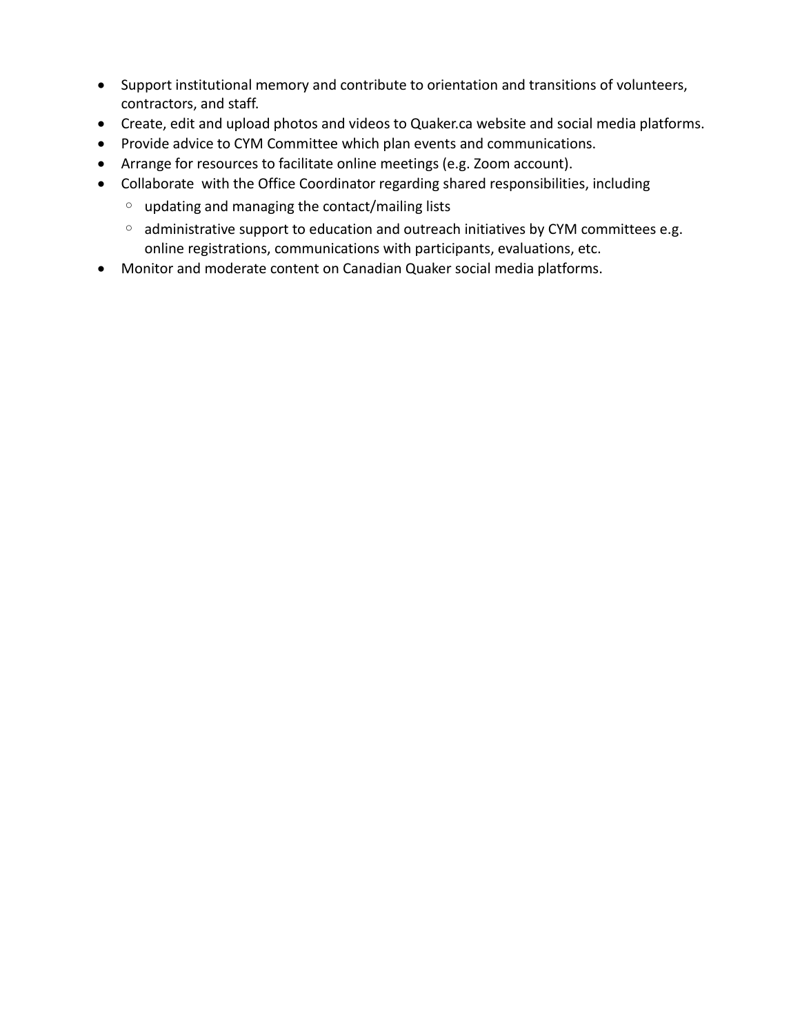- Support institutional memory and contribute to orientation and transitions of volunteers, contractors, and staff.
- Create, edit and upload photos and videos to Quaker.ca website and social media platforms.
- Provide advice to CYM Committee which plan events and communications.
- Arrange for resources to facilitate online meetings (e.g. Zoom account).
- Collaborate with the Office Coordinator regarding shared responsibilities, including
  - updating and managing the contact/mailing lists
  - administrative support to education and outreach initiatives by CYM committees e.g. online registrations, communications with participants, evaluations, etc.
- Monitor and moderate content on Canadian Quaker social media platforms.